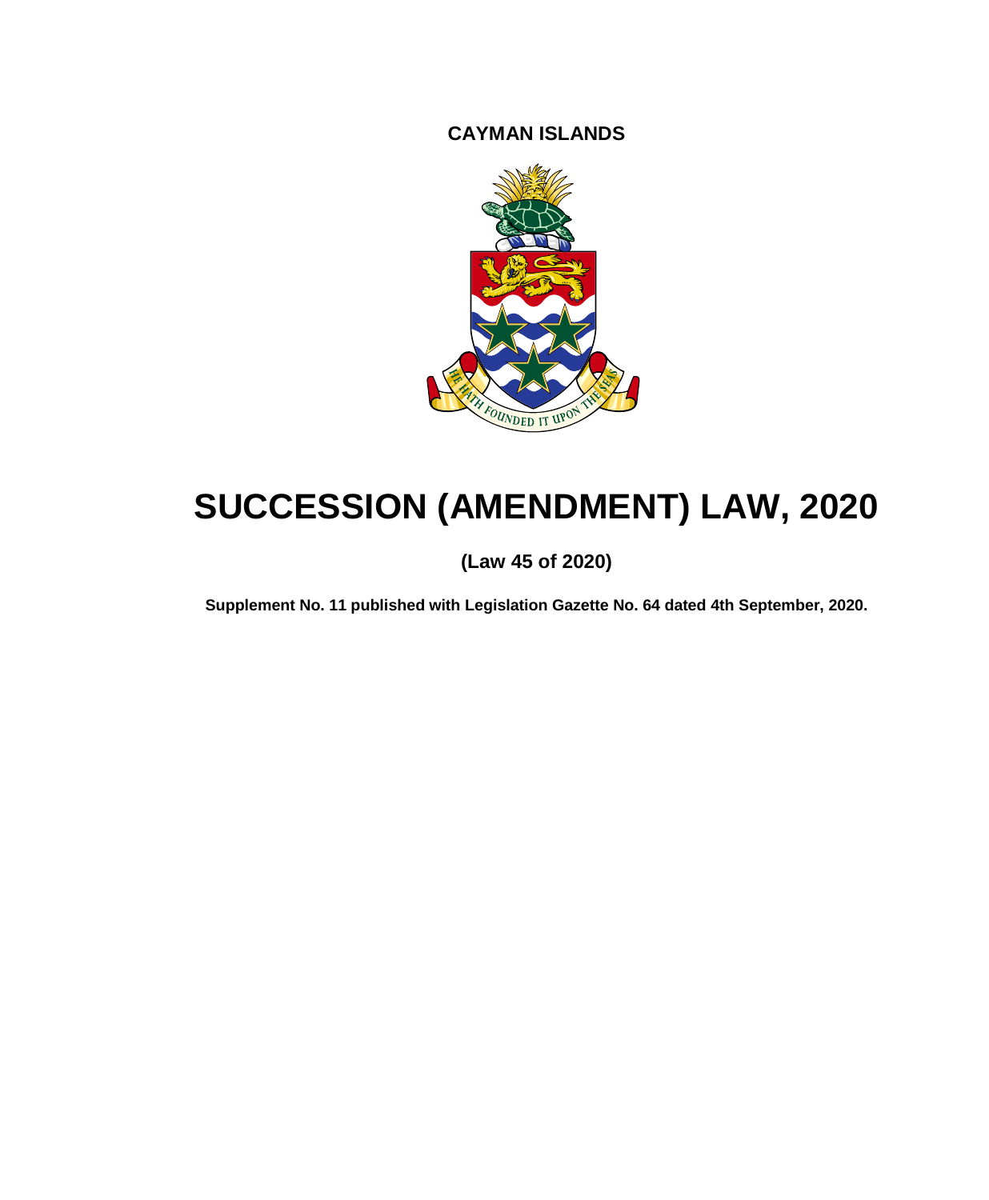**CAYMAN ISLANDS**

# SUCCESSION (AMENDMENT) LAW, 2020

**(Law 45 of 2020)**

**Supplement No. 11 published with Legislation Gazette No. 64 dated 4th September, 2020.**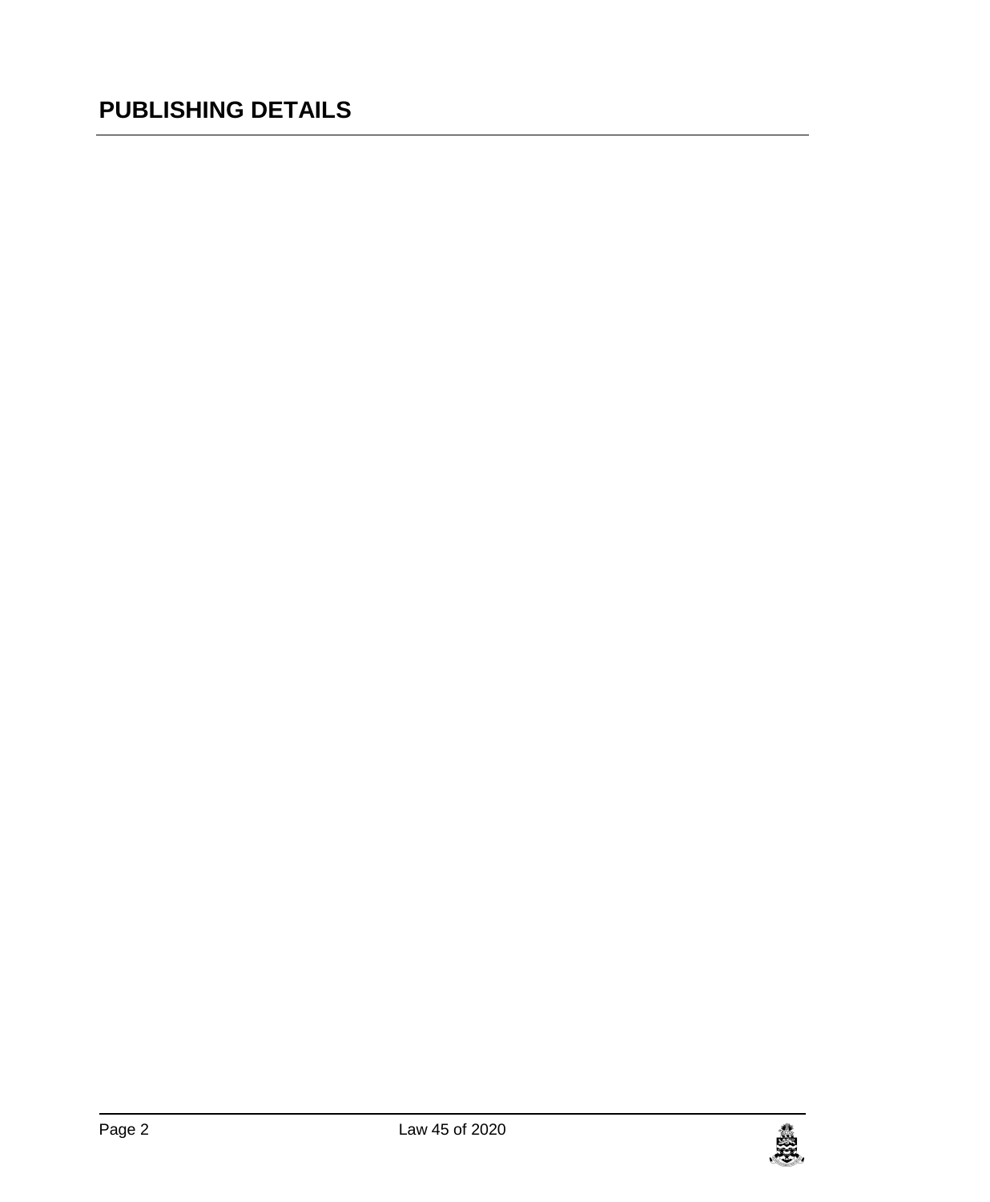## PUBLISHING DETAILS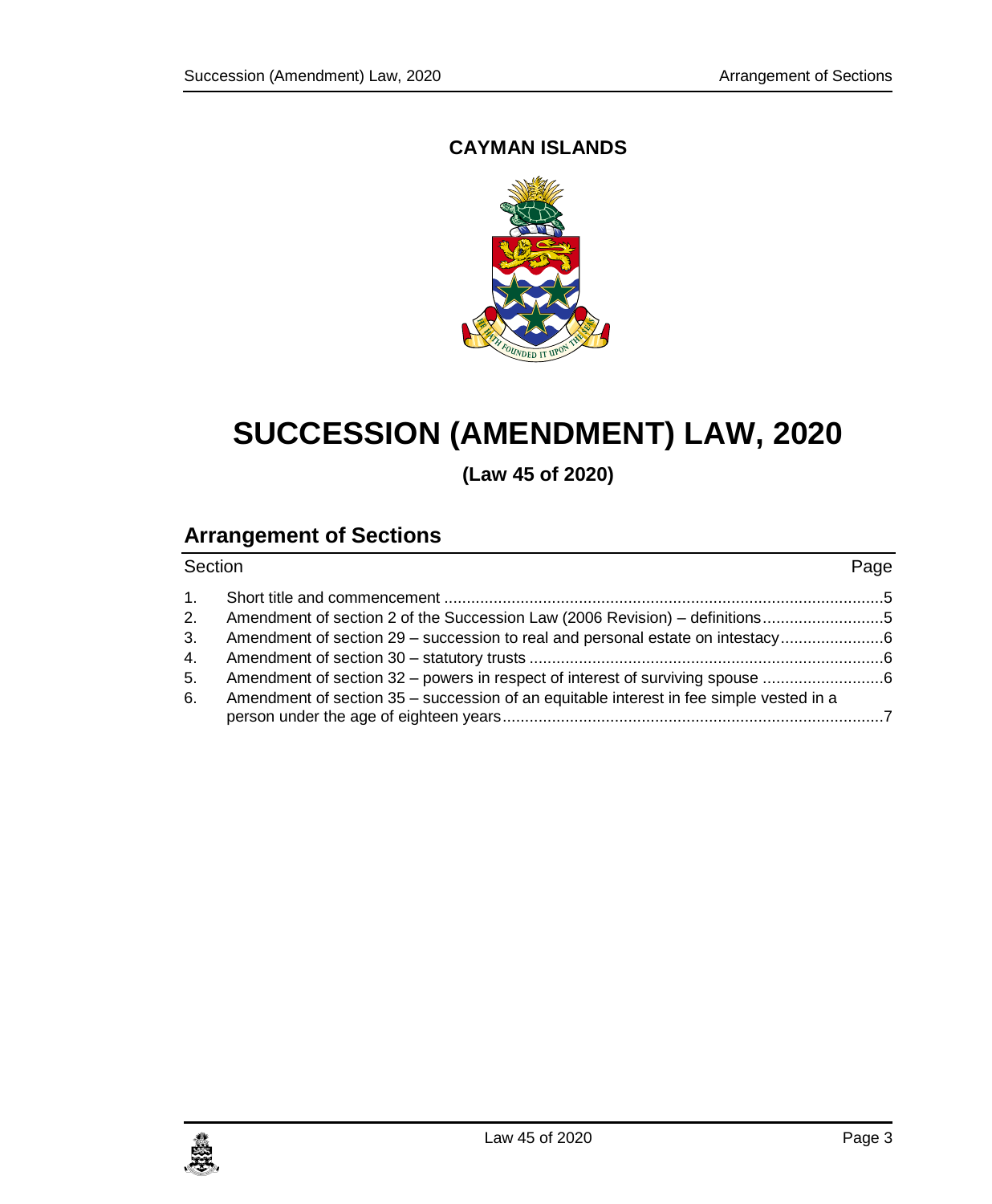**CAYMAN ISLANDS**

# SUCCESSION (AMENDMENT) LAW, 2020

**(Law 45 of 2020)**

## Arrangement of Sections

| Section | | Page |
|---|---|---|
| 1. | Short title and commencement | 5 |
| 2. | Amendment of section 2 of the Succession Law (2006 Revision) – definitions | 5 |
| 3. | Amendment of section 29 – succession to real and personal estate on intestacy | 6 |
| 4. | Amendment of section 30 – statutory trusts | 6 |
| 5. | Amendment of section 32 – powers in respect of interest of surviving spouse | 6 |
| 6. | Amendment of section 35 – succession of an equitable interest in fee simple vested in a person under the age of eighteen years | 7 |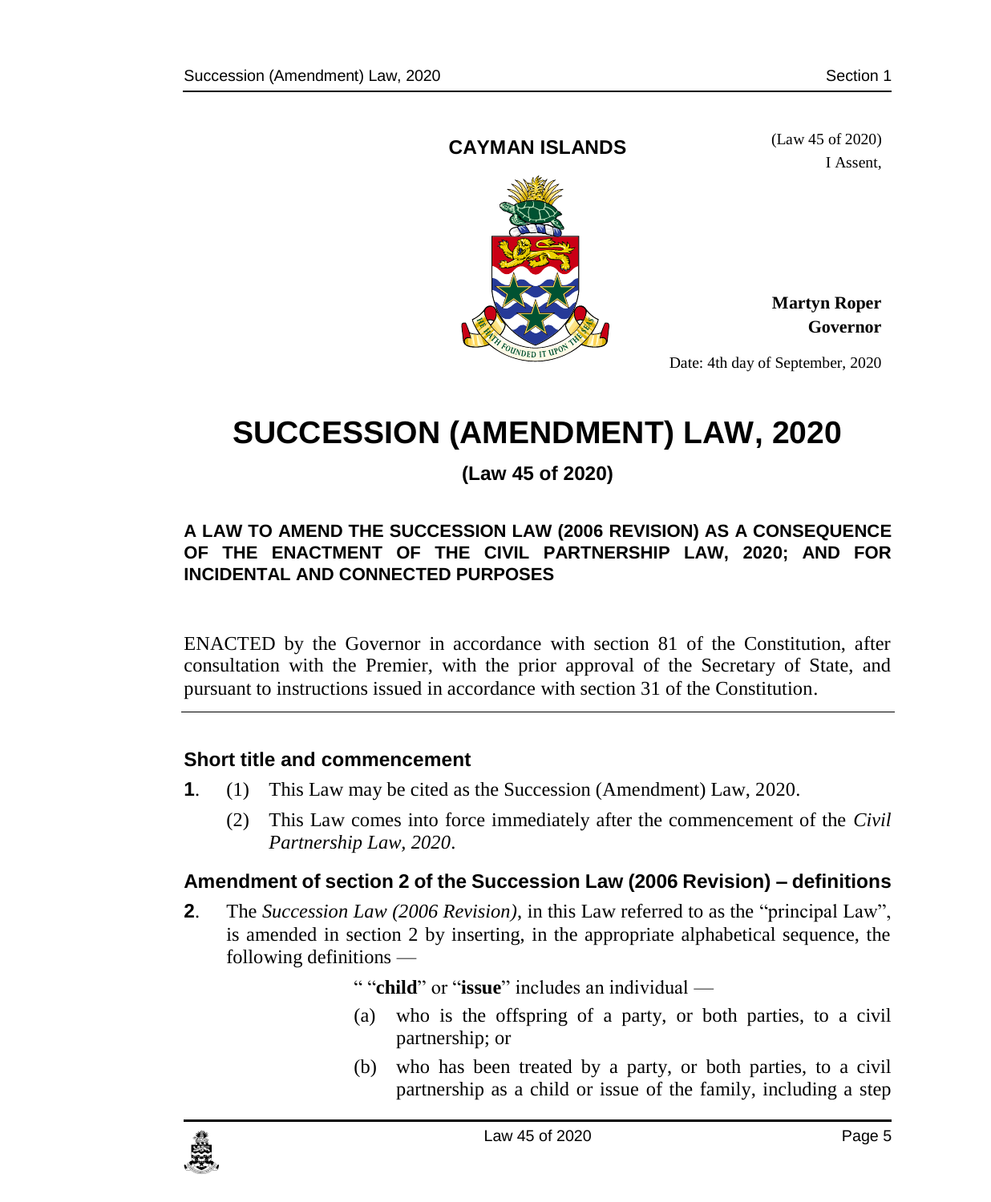**CAYMAN ISLANDS**

(Law 45 of 2020)

I Assent,

**Martyn Roper**
**Governor**

Date: 4th day of September, 2020

# SUCCESSION (AMENDMENT) LAW, 2020

**(Law 45 of 2020)**

**A LAW TO AMEND THE SUCCESSION LAW (2006 REVISION) AS A CONSEQUENCE OF THE ENACTMENT OF THE CIVIL PARTNERSHIP LAW, 2020; AND FOR INCIDENTAL AND CONNECTED PURPOSES**

ENACTED by the Governor in accordance with section 81 of the Constitution, after consultation with the Premier, with the prior approval of the Secretary of State, and pursuant to instructions issued in accordance with section 31 of the Constitution.

### Short title and commencement

**1**. (1) This Law may be cited as the Succession (Amendment) Law, 2020.

(2) This Law comes into force immediately after the commencement of the *Civil Partnership Law, 2020*.

### Amendment of section 2 of the Succession Law (2006 Revision) – definitions

**2**. The *Succession Law (2006 Revision)*, in this Law referred to as the "principal Law", is amended in section 2 by inserting, in the appropriate alphabetical sequence, the following definitions —

" "**child**" or "**issue**" includes an individual —

(a) who is the offspring of a party, or both parties, to a civil partnership; or

(b) who has been treated by a party, or both parties, to a civil partnership as a child or issue of the family, including a step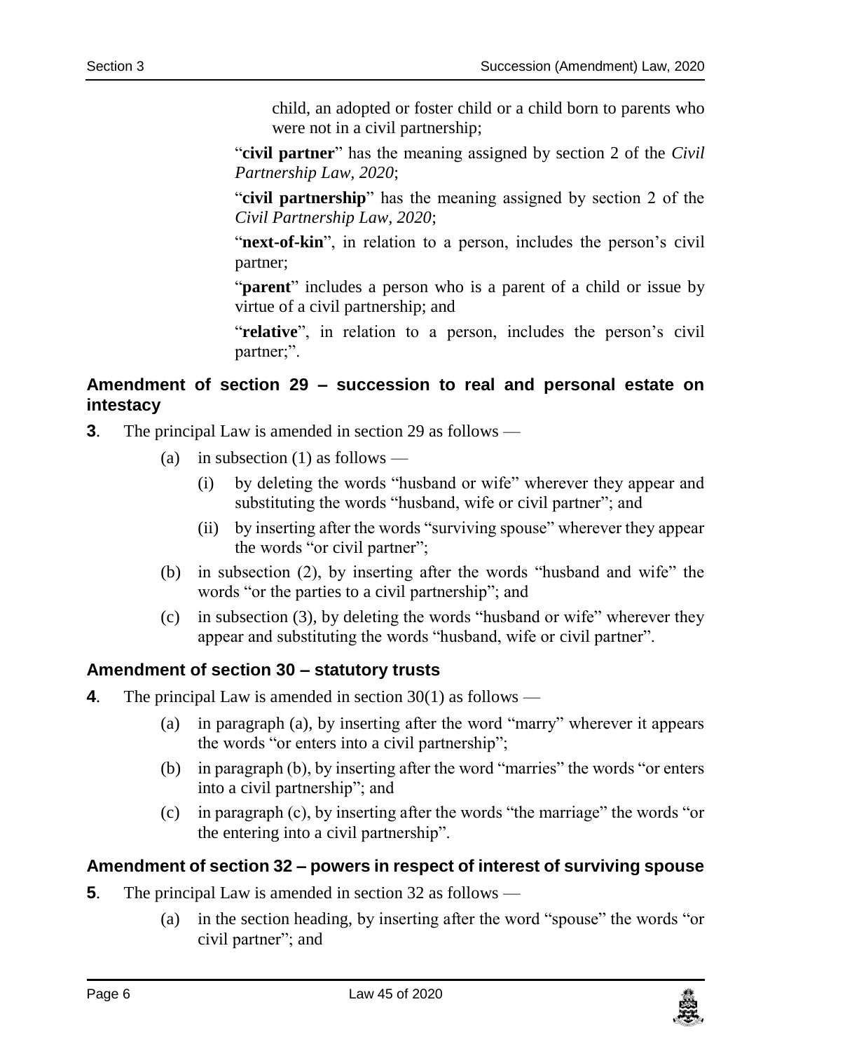child, an adopted or foster child or a child born to parents who were not in a civil partnership;

"**civil partner**" has the meaning assigned by section 2 of the *Civil Partnership Law, 2020*;

"**civil partnership**" has the meaning assigned by section 2 of the *Civil Partnership Law, 2020*;

"**next-of-kin**", in relation to a person, includes the person's civil partner;

"**parent**" includes a person who is a parent of a child or issue by virtue of a civil partnership; and

"**relative**", in relation to a person, includes the person's civil partner;".

### Amendment of section 29 – succession to real and personal estate on intestacy

**3**. The principal Law is amended in section 29 as follows —

(a) in subsection (1) as follows —

(i) by deleting the words "husband or wife" wherever they appear and substituting the words "husband, wife or civil partner"; and

(ii) by inserting after the words "surviving spouse" wherever they appear the words "or civil partner";

(b) in subsection (2), by inserting after the words "husband and wife" the words "or the parties to a civil partnership"; and

(c) in subsection (3), by deleting the words "husband or wife" wherever they appear and substituting the words "husband, wife or civil partner".

### Amendment of section 30 – statutory trusts

**4**. The principal Law is amended in section 30(1) as follows —

(a) in paragraph (a), by inserting after the word "marry" wherever it appears the words "or enters into a civil partnership";

(b) in paragraph (b), by inserting after the word "marries" the words "or enters into a civil partnership"; and

(c) in paragraph (c), by inserting after the words "the marriage" the words "or the entering into a civil partnership".

### Amendment of section 32 – powers in respect of interest of surviving spouse

**5**. The principal Law is amended in section 32 as follows —

(a) in the section heading, by inserting after the word "spouse" the words "or civil partner"; and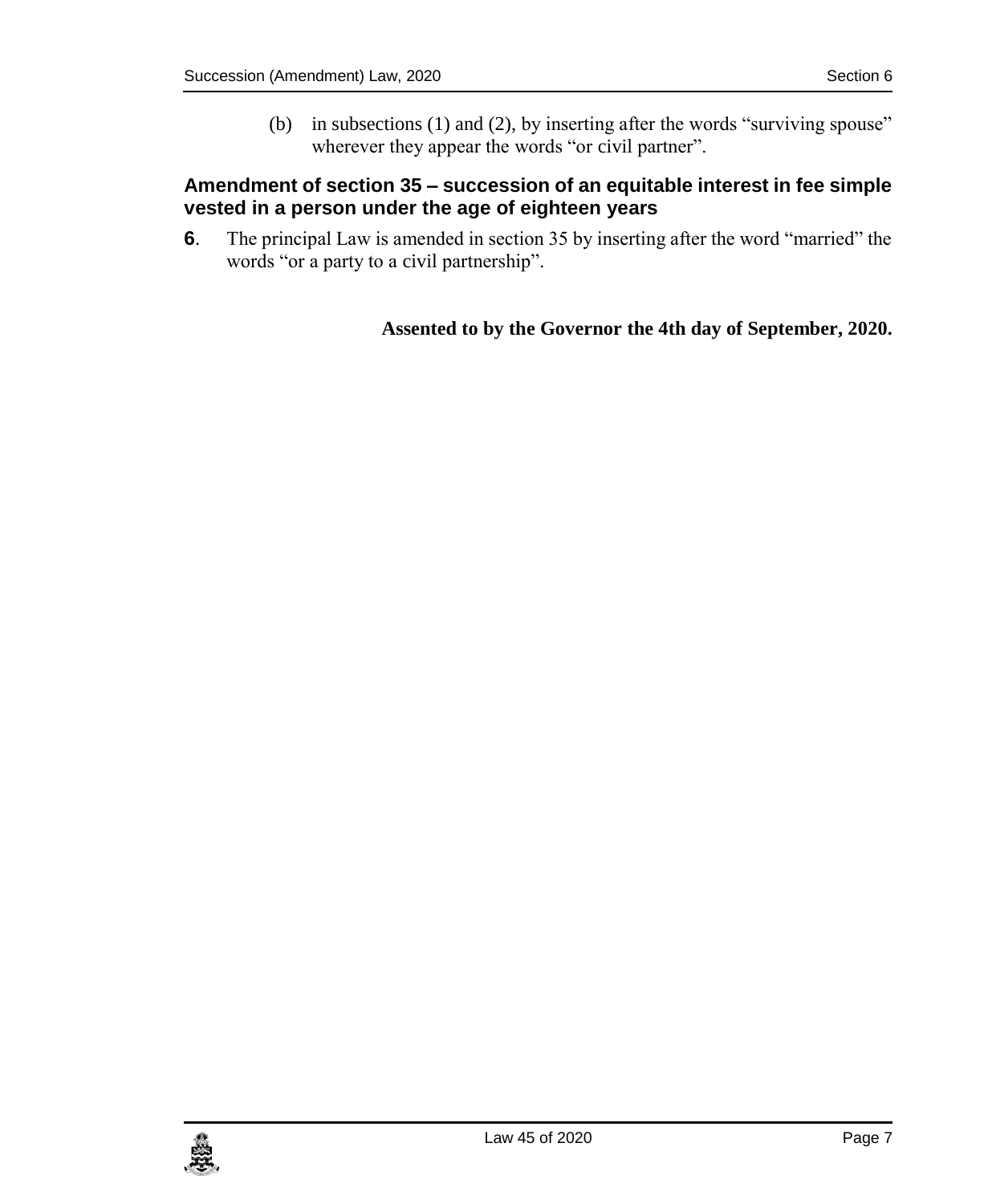(b) in subsections (1) and (2), by inserting after the words "surviving spouse" wherever they appear the words "or civil partner".

### Amendment of section 35 – succession of an equitable interest in fee simple vested in a person under the age of eighteen years

**6**. The principal Law is amended in section 35 by inserting after the word "married" the words "or a party to a civil partnership".

**Assented to by the Governor the 4th day of September, 2020.**